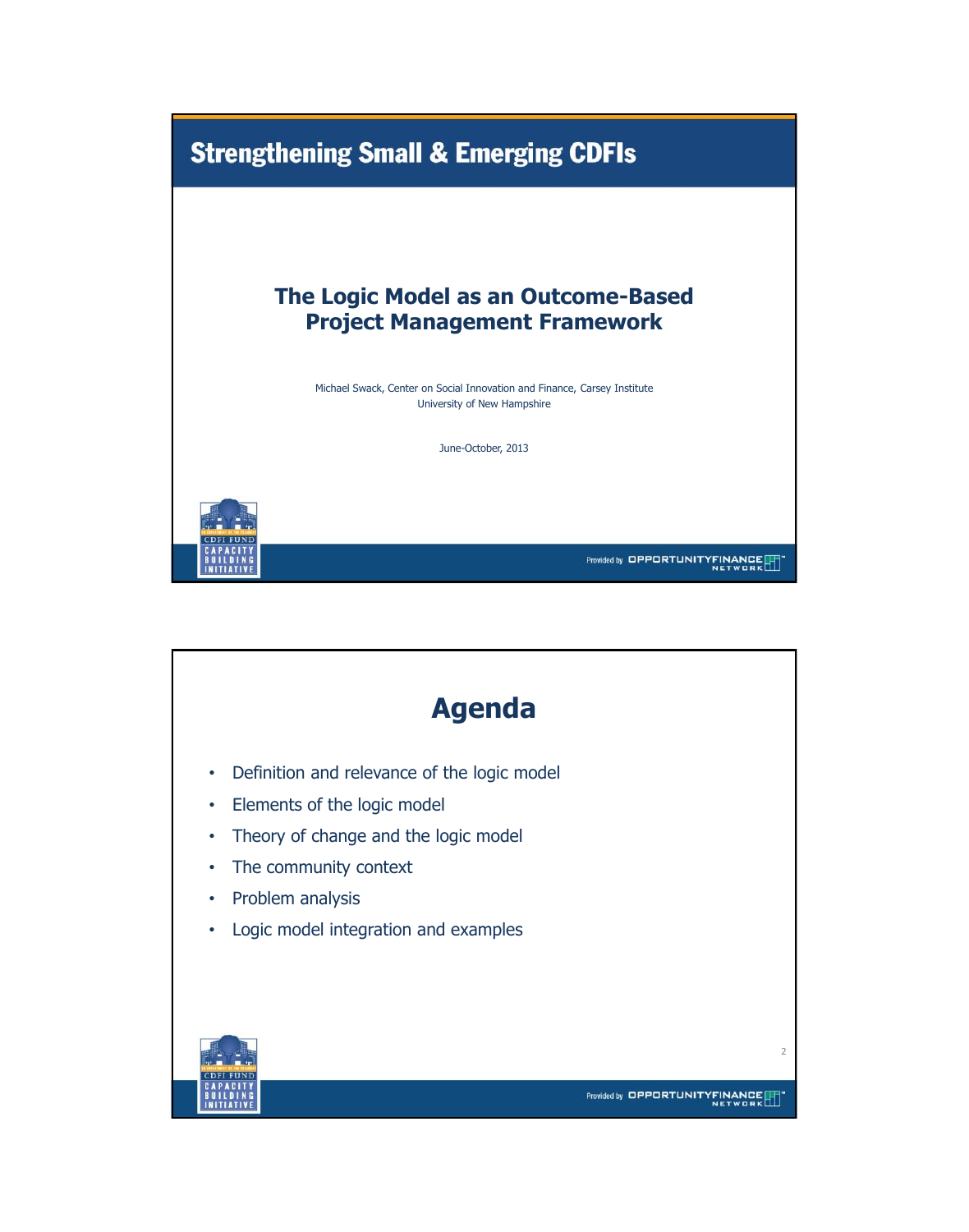# Strengthening Small & Emerging CDFIs

## The Logic Model as an Outcome-Based Project Management Framework

Michael Swack, Center on Social Innovation and Finance, Carsey Institute
University of New Hampshire

June-October, 2013

CDFI FUND CAPACITY BUILDING INITIATIVE

Provided by OPPORTUNITY FINANCE NETWORK

# Agenda

- Definition and relevance of the logic model
- Elements of the logic model
- Theory of change and the logic model
- The community context
- Problem analysis
- Logic model integration and examples

CDFI FUND CAPACITY BUILDING INITIATIVE

Provided by OPPORTUNITY FINANCE NETWORK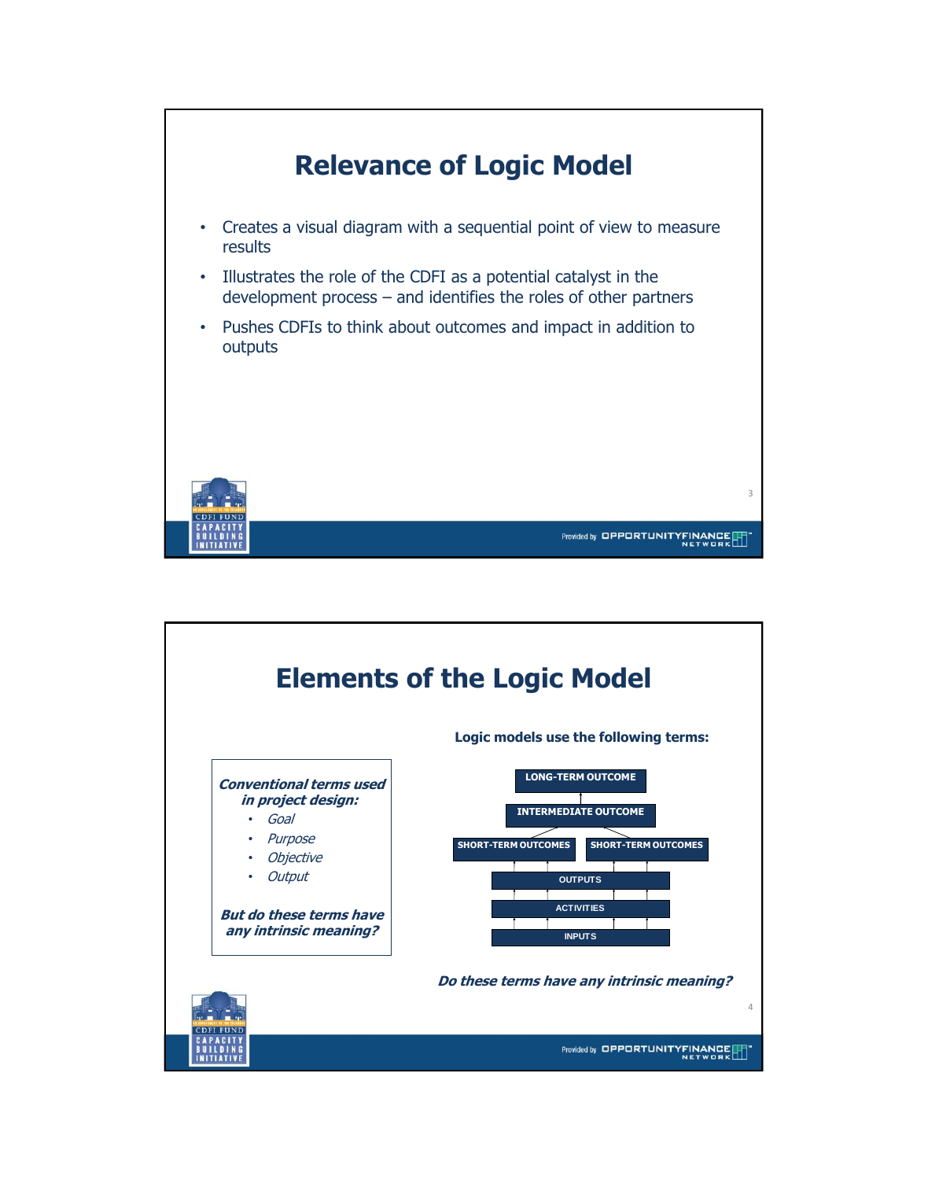# Relevance of Logic Model

- Creates a visual diagram with a sequential point of view to measure results
- Illustrates the role of the CDFI as a potential catalyst in the development process – and identifies the roles of other partners
- Pushes CDFIs to think about outcomes and impact in addition to outputs

# Elements of the Logic Model

***Conventional terms used in project design:***

- *Goal*
- *Purpose*
- *Objective*
- *Output*

***But do these terms have any intrinsic meaning?***

**Logic models use the following terms:**

- LONG-TERM OUTCOME
- INTERMEDIATE OUTCOME
- SHORT-TERM OUTCOMES | SHORT-TERM OUTCOMES
- OUTPUTS
- ACTIVITIES
- INPUTS

***Do these terms have any intrinsic meaning?***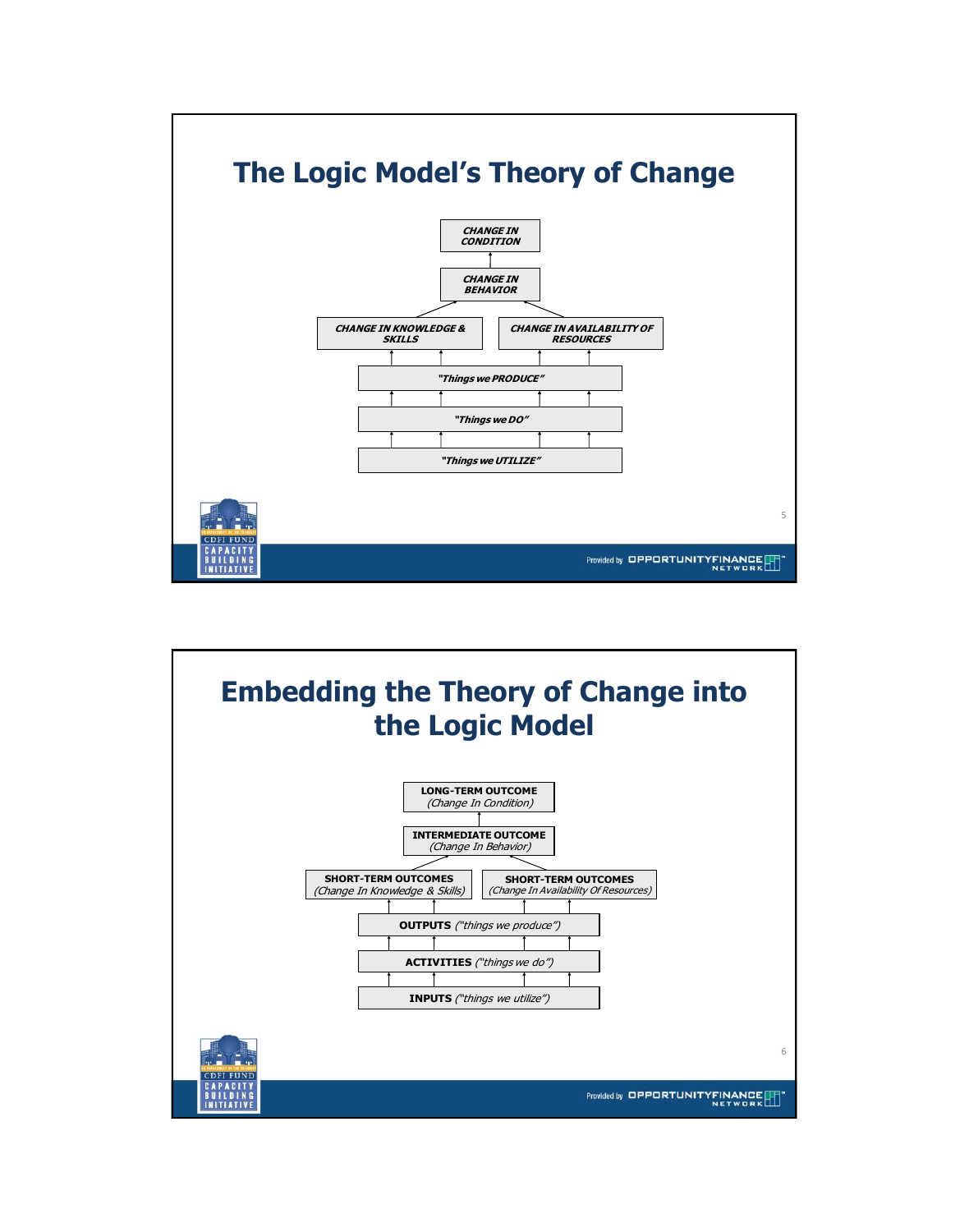# The Logic Model's Theory of Change

***CHANGE IN CONDITION***

↑

***CHANGE IN BEHAVIOR***

↑

***CHANGE IN KNOWLEDGE & SKILLS*** | ***CHANGE IN AVAILABILITY OF RESOURCES***

↑

***"Things we PRODUCE"***

↑

***"Things we DO"***

↑

***"Things we UTILIZE"***

# Embedding the Theory of Change into the Logic Model

**LONG-TERM OUTCOME**
*(Change In Condition)*

↑

**INTERMEDIATE OUTCOME**
*(Change In Behavior)*

↑

**SHORT-TERM OUTCOMES** *(Change In Knowledge & Skills)* | **SHORT-TERM OUTCOMES** *(Change In Availability Of Resources)*

↑

**OUTPUTS** *("things we produce")*

↑

**ACTIVITIES** *("things we do")*

↑

**INPUTS** *("things we utilize")*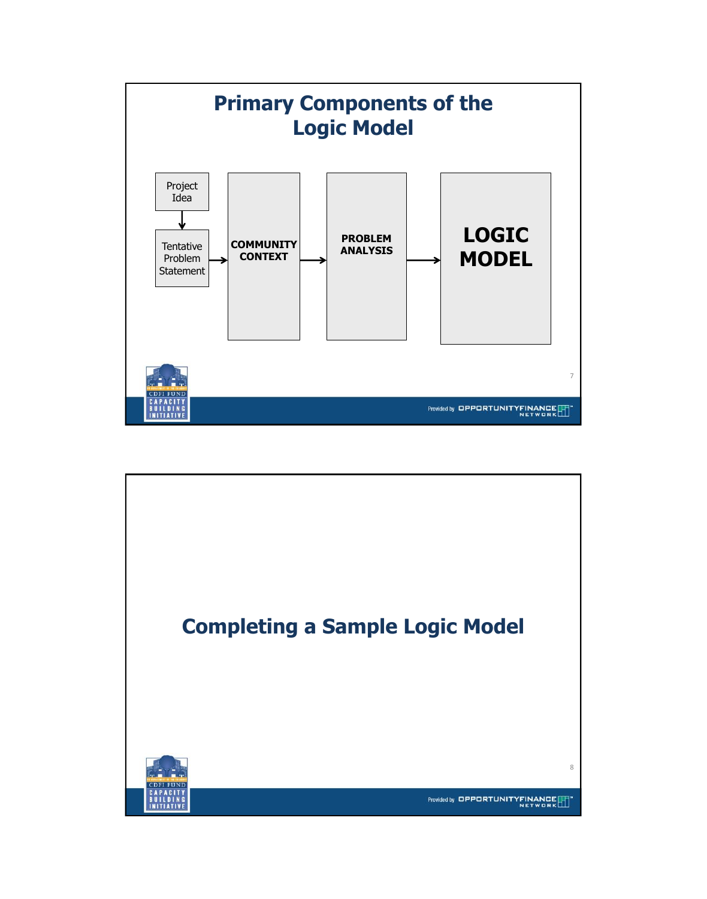## Primary Components of the Logic Model

Project Idea → Tentative Problem Statement → **COMMUNITY CONTEXT** → **PROBLEM ANALYSIS** → **LOGIC MODEL**

## Completing a Sample Logic Model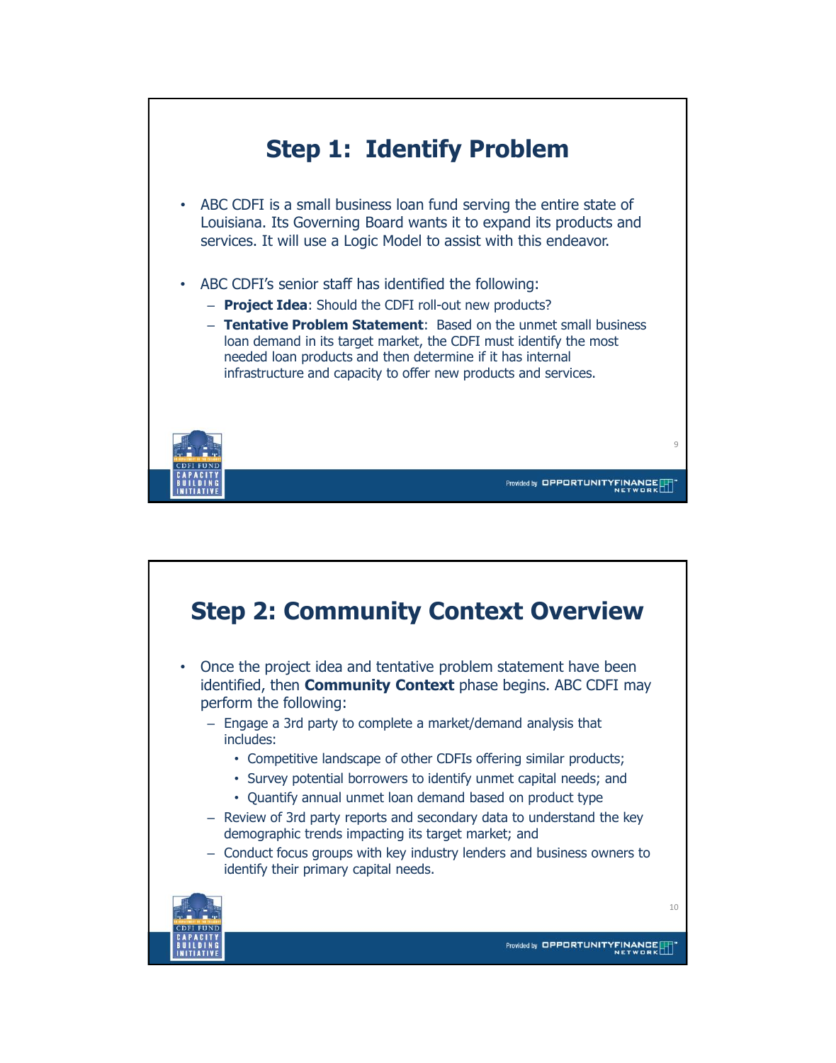## Step 1: Identify Problem

- ABC CDFI is a small business loan fund serving the entire state of Louisiana. Its Governing Board wants it to expand its products and services. It will use a Logic Model to assist with this endeavor.
- ABC CDFI's senior staff has identified the following:
  - **Project Idea**: Should the CDFI roll-out new products?
  - **Tentative Problem Statement**: Based on the unmet small business loan demand in its target market, the CDFI must identify the most needed loan products and then determine if it has internal infrastructure and capacity to offer new products and services.

## Step 2: Community Context Overview

- Once the project idea and tentative problem statement have been identified, then **Community Context** phase begins. ABC CDFI may perform the following:
  - Engage a 3rd party to complete a market/demand analysis that includes:
    - Competitive landscape of other CDFIs offering similar products;
    - Survey potential borrowers to identify unmet capital needs; and
    - Quantify annual unmet loan demand based on product type
  - Review of 3rd party reports and secondary data to understand the key demographic trends impacting its target market; and
  - Conduct focus groups with key industry lenders and business owners to identify their primary capital needs.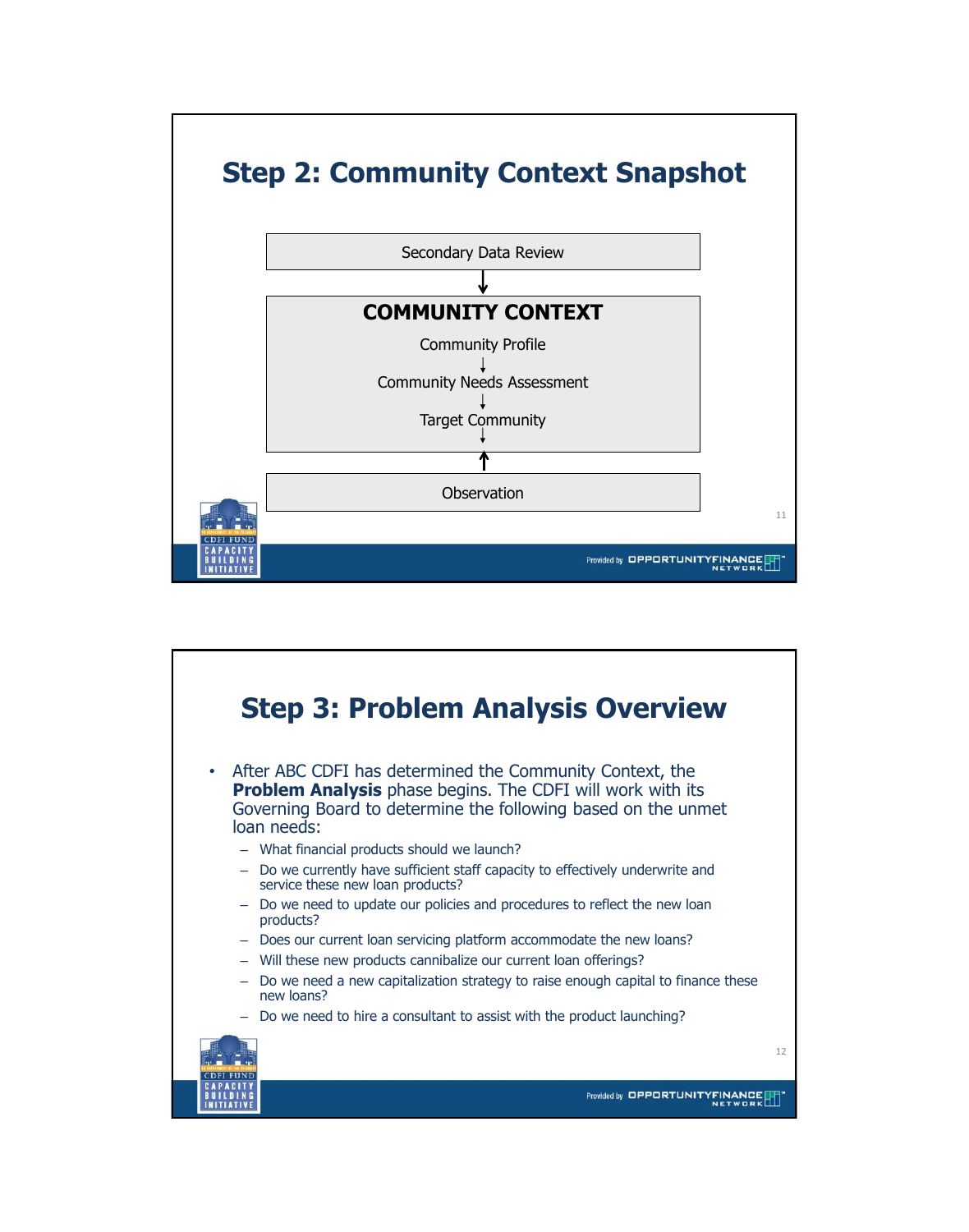## Step 2: Community Context Snapshot

Secondary Data Review

↓

**COMMUNITY CONTEXT**

Community Profile

↓

Community Needs Assessment

↓

Target Community

↑

Observation

## Step 3: Problem Analysis Overview

- After ABC CDFI has determined the Community Context, the **Problem Analysis** phase begins. The CDFI will work with its Governing Board to determine the following based on the unmet loan needs:
  - What financial products should we launch?
  - Do we currently have sufficient staff capacity to effectively underwrite and service these new loan products?
  - Do we need to update our policies and procedures to reflect the new loan products?
  - Does our current loan servicing platform accommodate the new loans?
  - Will these new products cannibalize our current loan offerings?
  - Do we need a new capitalization strategy to raise enough capital to finance these new loans?
  - Do we need to hire a consultant to assist with the product launching?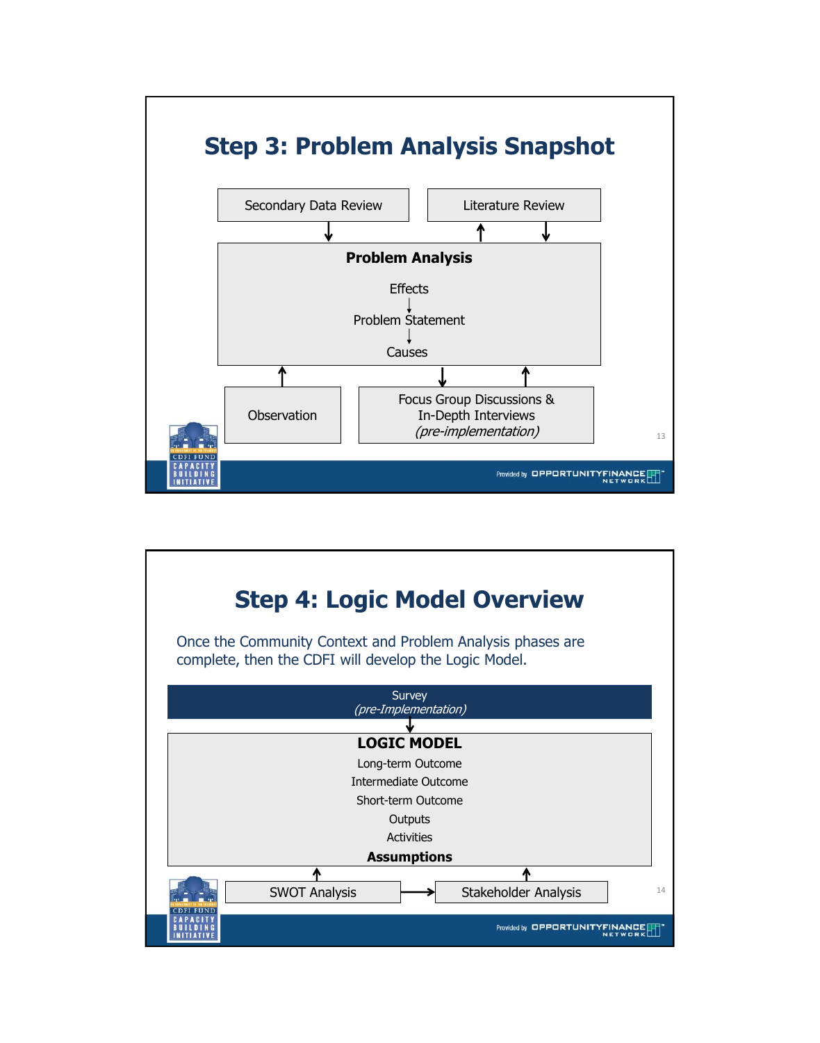## Step 3: Problem Analysis Snapshot

Secondary Data Review

Literature Review

**Problem Analysis**

Effects

↓

Problem Statement

↓

Causes

Observation

Focus Group Discussions & In-Depth Interviews *(pre-implementation)*

## Step 4: Logic Model Overview

Once the Community Context and Problem Analysis phases are complete, then the CDFI will develop the Logic Model.

Survey
*(pre-Implementation)*

↓

**LOGIC MODEL**

Long-term Outcome

Intermediate Outcome

Short-term Outcome

Outputs

Activities

**Assumptions**

SWOT Analysis → Stakeholder Analysis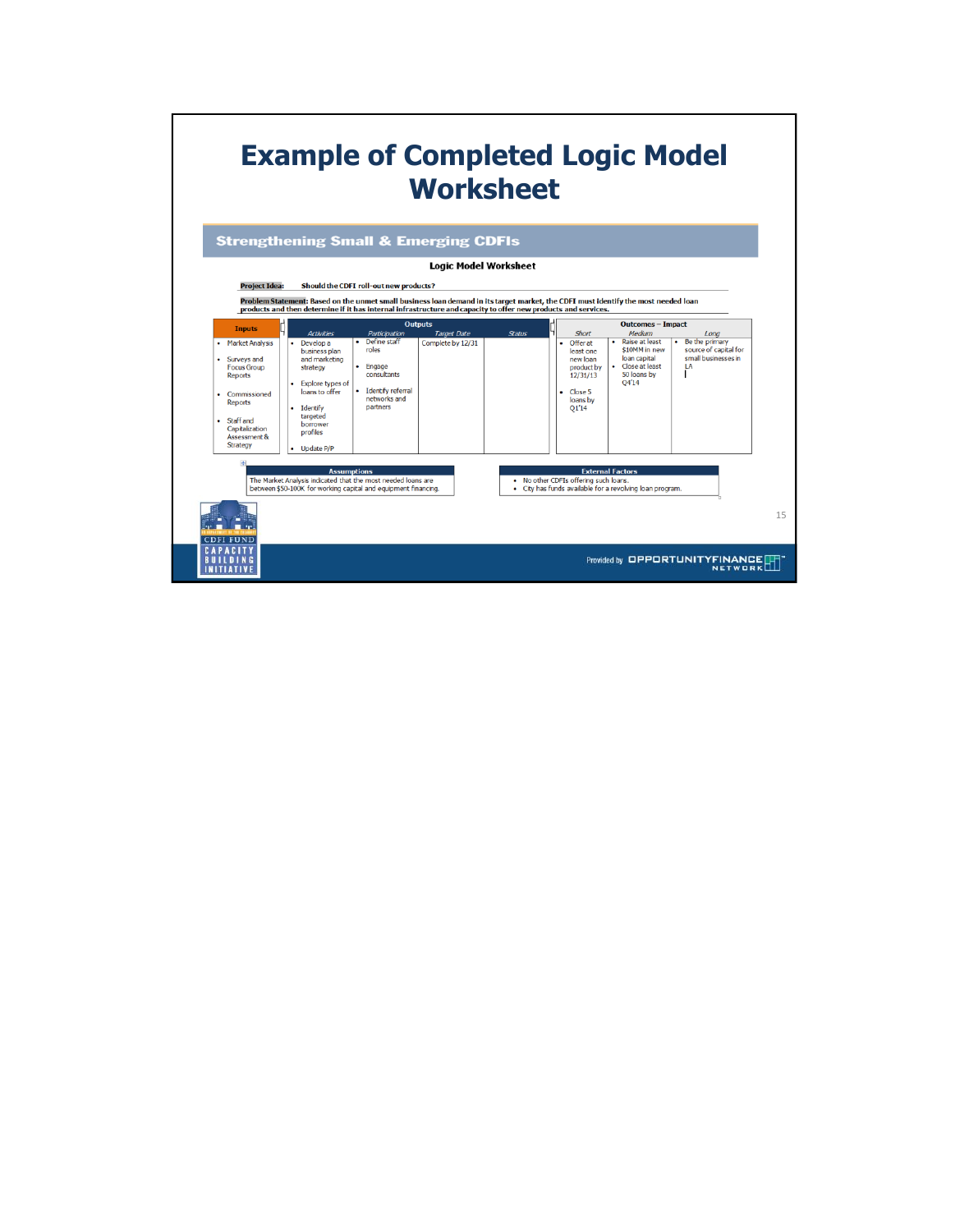# Example of Completed Logic Model Worksheet

## Strengthening Small & Emerging CDFIs

**Logic Model Worksheet**

**Project Idea:** Should the CDFI roll-out new products?

**Problem Statement:** Based on the unmet small business loan demand in its target market, the CDFI must identify the most needed loan products and then determine if it has internal infrastructure and capacity to offer new products and services.

| Inputs | Outputs | | | | Outcomes – Impact | | |
|---|---|---|---|---|---|---|---|
| | *Activities* | *Participation* | *Target Date* | *Status* | *Short* | *Medium* | *Long* |
| • Market Analysis<br>• Surveys and Focus Group Reports<br>• Commissioned Reports<br>• Staff and Capitalization Assessment & Strategy | • Develop a business plan and marketing strategy<br>• Explore types of loans to offer<br>• Identify targeted borrower profiles<br>• Update P/P | • Define staff roles<br>• Engage consultants<br>• Identify referral networks and partners | Complete by 12/31 | | • Offer at least one new loan product by 12/31/13<br>• Close 5 loans by Q1'14 | • Raise at least $10MM in new loan capital<br>• Close at least 50 loans by Q4'14 | • Be the primary source of capital for small businesses in LA |

**Assumptions**

The Market Analysis indicated that the most needed loans are between $50-100K for working capital and equipment financing.

**External Factors**

- No other CDFIs offering such loans.
- City has funds available for a revolving loan program.

CDFI FUND CAPACITY BUILDING INITIATIVE

Provided by OPPORTUNITY FINANCE NETWORK